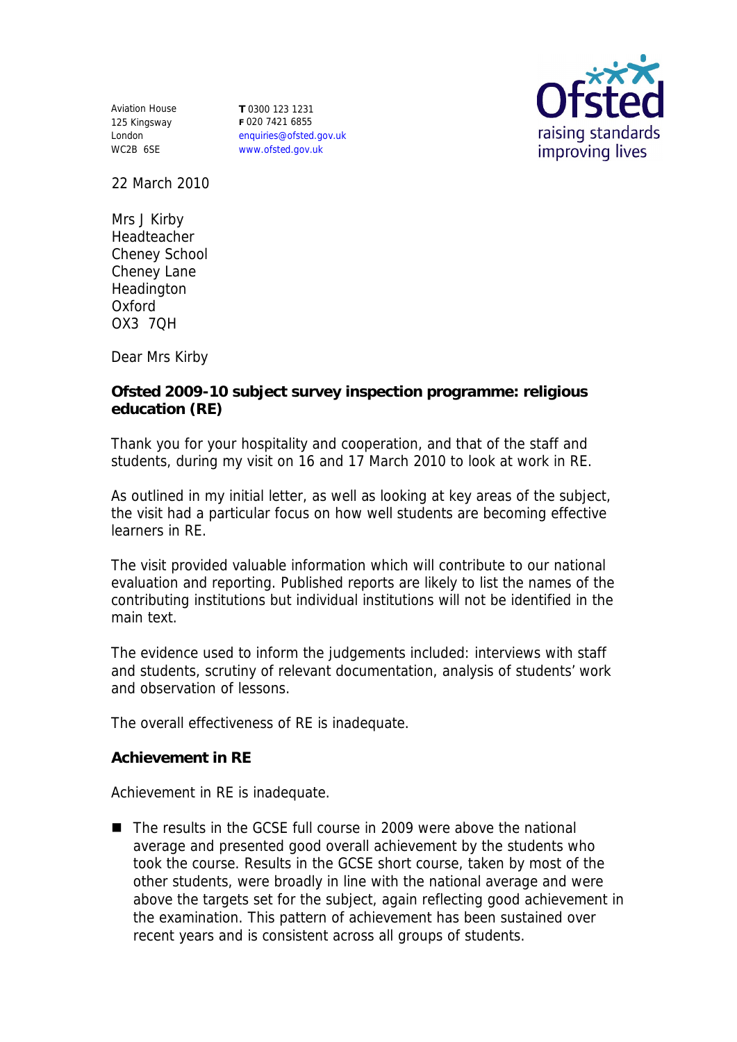Aviation House
125 Kingsway
London
WC2B 6SE

**T** 0300 123 1231
**F** 020 7421 6855
enquiries@ofsted.gov.uk
www.ofsted.gov.uk

Ofsted
raising standards
improving lives

22 March 2010

Mrs J Kirby
Headteacher
Cheney School
Cheney Lane
Headington
Oxford
OX3 7QH

Dear Mrs Kirby

**Ofsted 2009-10 subject survey inspection programme: religious education (RE)**

Thank you for your hospitality and cooperation, and that of the staff and students, during my visit on 16 and 17 March 2010 to look at work in RE.

As outlined in my initial letter, as well as looking at key areas of the subject, the visit had a particular focus on how well students are becoming effective learners in RE.

The visit provided valuable information which will contribute to our national evaluation and reporting. Published reports are likely to list the names of the contributing institutions but individual institutions will not be identified in the main text.

The evidence used to inform the judgements included: interviews with staff and students, scrutiny of relevant documentation, analysis of students' work and observation of lessons.

The overall effectiveness of RE is inadequate.

**Achievement in RE**

Achievement in RE is inadequate.

- The results in the GCSE full course in 2009 were above the national average and presented good overall achievement by the students who took the course. Results in the GCSE short course, taken by most of the other students, were broadly in line with the national average and were above the targets set for the subject, again reflecting good achievement in the examination. This pattern of achievement has been sustained over recent years and is consistent across all groups of students.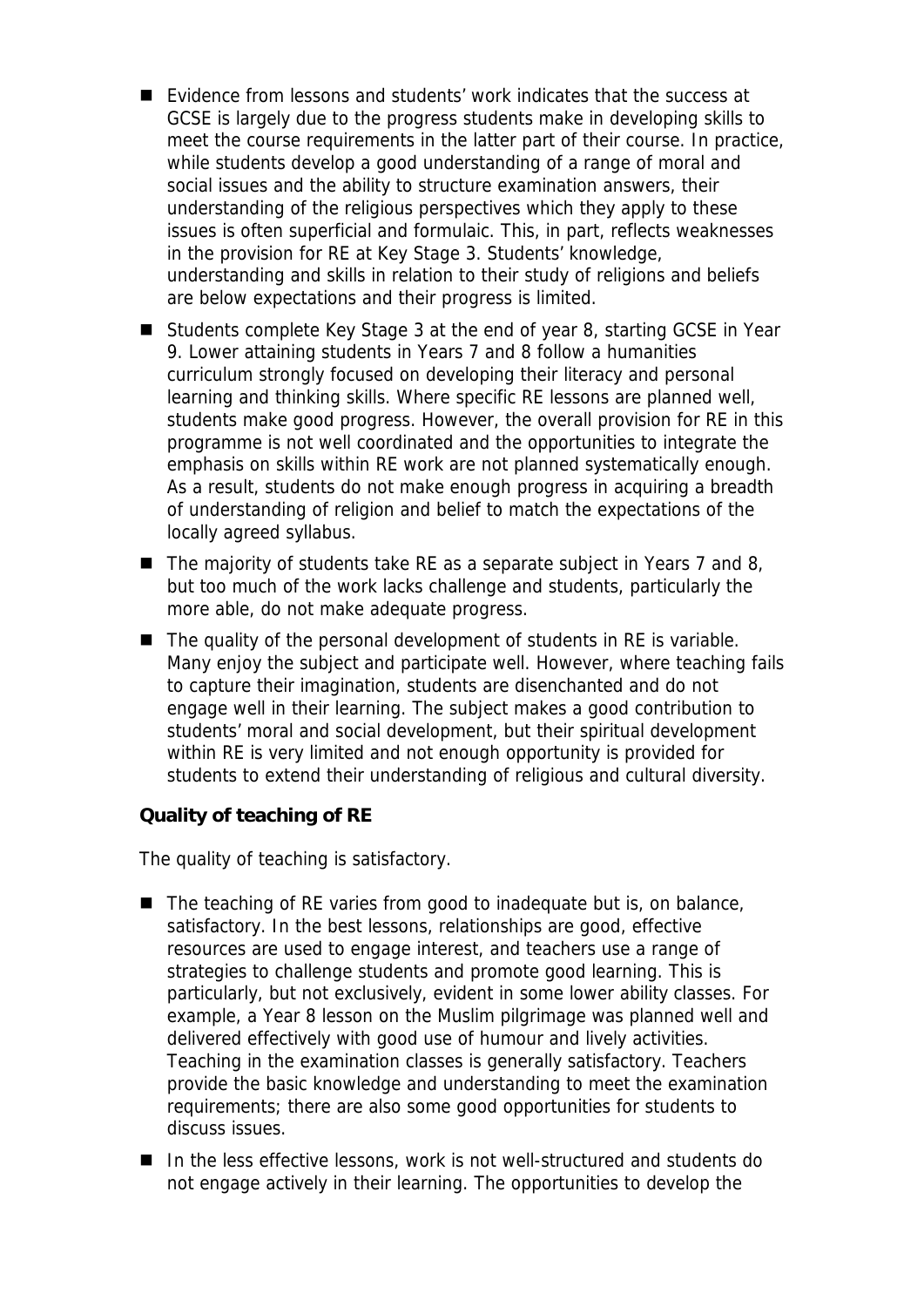- Evidence from lessons and students' work indicates that the success at GCSE is largely due to the progress students make in developing skills to meet the course requirements in the latter part of their course. In practice, while students develop a good understanding of a range of moral and social issues and the ability to structure examination answers, their understanding of the religious perspectives which they apply to these issues is often superficial and formulaic. This, in part, reflects weaknesses in the provision for RE at Key Stage 3. Students' knowledge, understanding and skills in relation to their study of religions and beliefs are below expectations and their progress is limited.
- Students complete Key Stage 3 at the end of year 8, starting GCSE in Year 9. Lower attaining students in Years 7 and 8 follow a humanities curriculum strongly focused on developing their literacy and personal learning and thinking skills. Where specific RE lessons are planned well, students make good progress. However, the overall provision for RE in this programme is not well coordinated and the opportunities to integrate the emphasis on skills within RE work are not planned systematically enough. As a result, students do not make enough progress in acquiring a breadth of understanding of religion and belief to match the expectations of the locally agreed syllabus.
- The majority of students take RE as a separate subject in Years 7 and 8, but too much of the work lacks challenge and students, particularly the more able, do not make adequate progress.
- The quality of the personal development of students in RE is variable. Many enjoy the subject and participate well. However, where teaching fails to capture their imagination, students are disenchanted and do not engage well in their learning. The subject makes a good contribution to students' moral and social development, but their spiritual development within RE is very limited and not enough opportunity is provided for students to extend their understanding of religious and cultural diversity.

**Quality of teaching of RE**

The quality of teaching is satisfactory.

- The teaching of RE varies from good to inadequate but is, on balance, satisfactory. In the best lessons, relationships are good, effective resources are used to engage interest, and teachers use a range of strategies to challenge students and promote good learning. This is particularly, but not exclusively, evident in some lower ability classes. For example, a Year 8 lesson on the Muslim pilgrimage was planned well and delivered effectively with good use of humour and lively activities. Teaching in the examination classes is generally satisfactory. Teachers provide the basic knowledge and understanding to meet the examination requirements; there are also some good opportunities for students to discuss issues.
- In the less effective lessons, work is not well-structured and students do not engage actively in their learning. The opportunities to develop the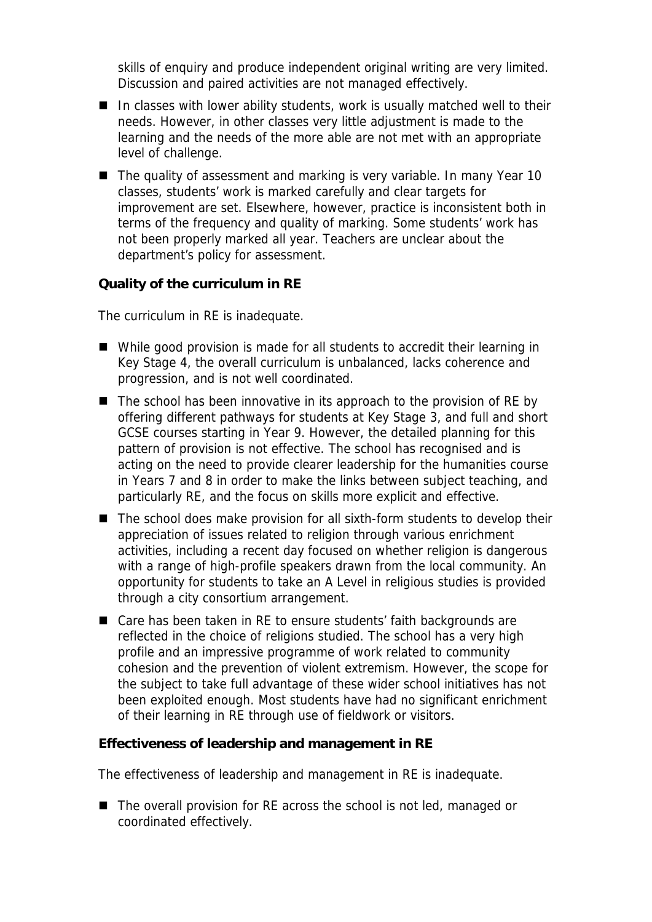skills of enquiry and produce independent original writing are very limited. Discussion and paired activities are not managed effectively.

- In classes with lower ability students, work is usually matched well to their needs. However, in other classes very little adjustment is made to the learning and the needs of the more able are not met with an appropriate level of challenge.
- The quality of assessment and marking is very variable. In many Year 10 classes, students' work is marked carefully and clear targets for improvement are set. Elsewhere, however, practice is inconsistent both in terms of the frequency and quality of marking. Some students' work has not been properly marked all year. Teachers are unclear about the department's policy for assessment.

**Quality of the curriculum in RE**

The curriculum in RE is inadequate.

- While good provision is made for all students to accredit their learning in Key Stage 4, the overall curriculum is unbalanced, lacks coherence and progression, and is not well coordinated.
- The school has been innovative in its approach to the provision of RE by offering different pathways for students at Key Stage 3, and full and short GCSE courses starting in Year 9. However, the detailed planning for this pattern of provision is not effective. The school has recognised and is acting on the need to provide clearer leadership for the humanities course in Years 7 and 8 in order to make the links between subject teaching, and particularly RE, and the focus on skills more explicit and effective.
- The school does make provision for all sixth-form students to develop their appreciation of issues related to religion through various enrichment activities, including a recent day focused on whether religion is dangerous with a range of high-profile speakers drawn from the local community. An opportunity for students to take an A Level in religious studies is provided through a city consortium arrangement.
- Care has been taken in RE to ensure students' faith backgrounds are reflected in the choice of religions studied. The school has a very high profile and an impressive programme of work related to community cohesion and the prevention of violent extremism. However, the scope for the subject to take full advantage of these wider school initiatives has not been exploited enough. Most students have had no significant enrichment of their learning in RE through use of fieldwork or visitors.

**Effectiveness of leadership and management in RE**

The effectiveness of leadership and management in RE is inadequate.

- The overall provision for RE across the school is not led, managed or coordinated effectively.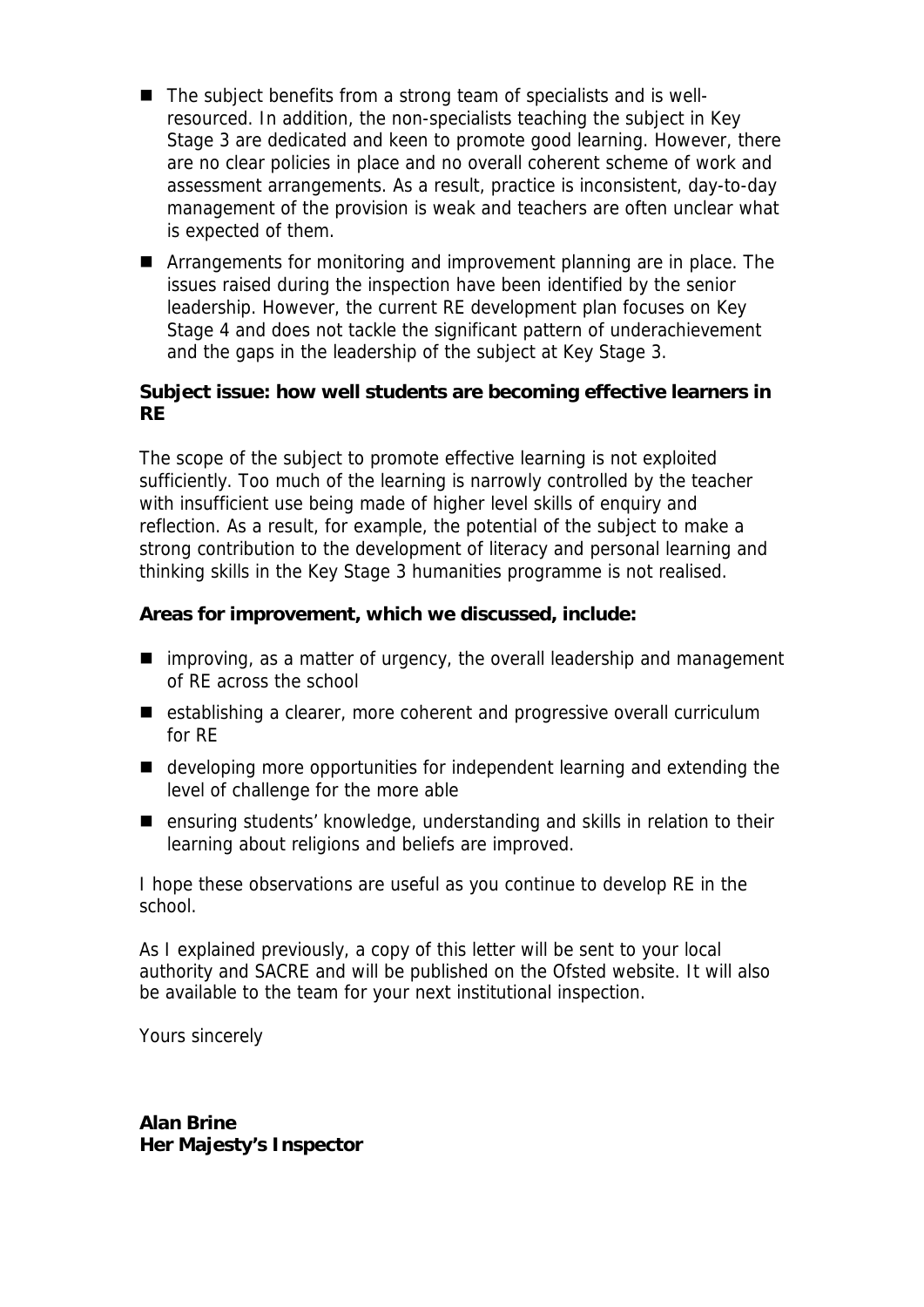- The subject benefits from a strong team of specialists and is well-resourced. In addition, the non-specialists teaching the subject in Key Stage 3 are dedicated and keen to promote good learning. However, there are no clear policies in place and no overall coherent scheme of work and assessment arrangements. As a result, practice is inconsistent, day-to-day management of the provision is weak and teachers are often unclear what is expected of them.
- Arrangements for monitoring and improvement planning are in place. The issues raised during the inspection have been identified by the senior leadership. However, the current RE development plan focuses on Key Stage 4 and does not tackle the significant pattern of underachievement and the gaps in the leadership of the subject at Key Stage 3.

**Subject issue: how well students are becoming effective learners in RE**

The scope of the subject to promote effective learning is not exploited sufficiently. Too much of the learning is narrowly controlled by the teacher with insufficient use being made of higher level skills of enquiry and reflection. As a result, for example, the potential of the subject to make a strong contribution to the development of literacy and personal learning and thinking skills in the Key Stage 3 humanities programme is not realised.

**Areas for improvement, which we discussed, include:**

- improving, as a matter of urgency, the overall leadership and management of RE across the school
- establishing a clearer, more coherent and progressive overall curriculum for RE
- developing more opportunities for independent learning and extending the level of challenge for the more able
- ensuring students' knowledge, understanding and skills in relation to their learning about religions and beliefs are improved.

I hope these observations are useful as you continue to develop RE in the school.

As I explained previously, a copy of this letter will be sent to your local authority and SACRE and will be published on the Ofsted website. It will also be available to the team for your next institutional inspection.

Yours sincerely

**Alan Brine**
**Her Majesty's Inspector**